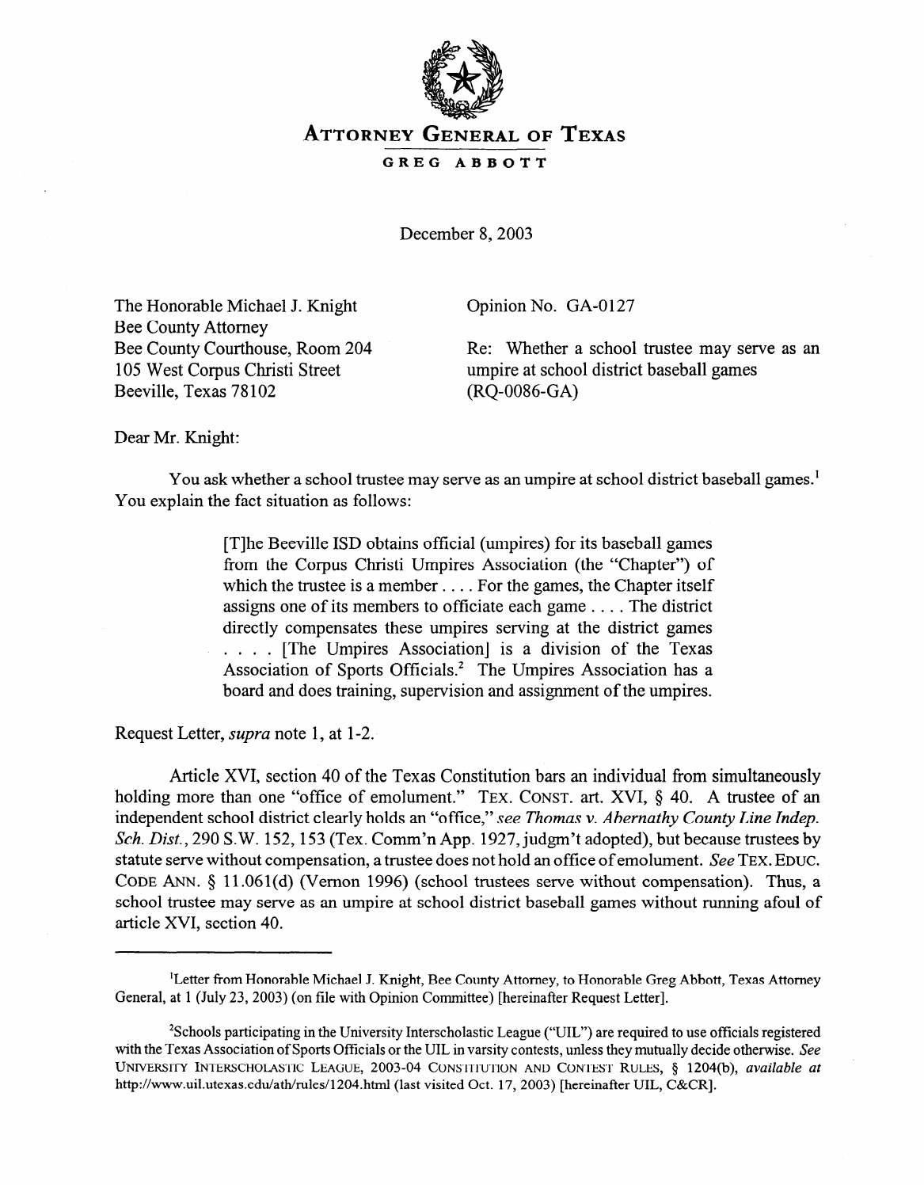# ATTORNEY GENERAL OF TEXAS

GREG ABBOTT

December 8, 2003

The Honorable Michael J. Knight
Bee County Attorney
Bee County Courthouse, Room 204
105 West Corpus Christi Street
Beeville, Texas 78102

Opinion No. GA-0127

Re: Whether a school trustee may serve as an umpire at school district baseball games (RQ-0086-GA)

Dear Mr. Knight:

You ask whether a school trustee may serve as an umpire at school district baseball games.[1] You explain the fact situation as follows:

> [T]he Beeville ISD obtains official (umpires) for its baseball games from the Corpus Christi Umpires Association (the "Chapter") of which the trustee is a member . . . . For the games, the Chapter itself assigns one of its members to officiate each game . . . . The district directly compensates these umpires serving at the district games . . . . [The Umpires Association] is a division of the Texas Association of Sports Officials.[2] The Umpires Association has a board and does training, supervision and assignment of the umpires.

Request Letter, *supra* note 1, at 1-2.

Article XVI, section 40 of the Texas Constitution bars an individual from simultaneously holding more than one "office of emolument." TEX. CONST. art. XVI, § 40. A trustee of an independent school district clearly holds an "office," *see Thomas v. Abernathy County Line Indep. Sch. Dist.*, 290 S.W. 152, 153 (Tex. Comm'n App. 1927, judgm't adopted), but because trustees by statute serve without compensation, a trustee does not hold an office of emolument. *See* TEX. EDUC. CODE ANN. § 11.061(d) (Vernon 1996) (school trustees serve without compensation). Thus, a school trustee may serve as an umpire at school district baseball games without running afoul of article XVI, section 40.

---

[1] Letter from Honorable Michael J. Knight, Bee County Attorney, to Honorable Greg Abbott, Texas Attorney General, at 1 (July 23, 2003) (on file with Opinion Committee) [hereinafter Request Letter].

[2] Schools participating in the University Interscholastic League ("UIL") are required to use officials registered with the Texas Association of Sports Officials or the UIL in varsity contests, unless they mutually decide otherwise. *See* UNIVERSITY INTERSCHOLASTIC LEAGUE, 2003-04 CONSTITUTION AND CONTEST RULES, § 1204(b), *available at* http://www.uil.utexas.edu/ath/rules/1204.html (last visited Oct. 17, 2003) [hereinafter UIL, C&CR].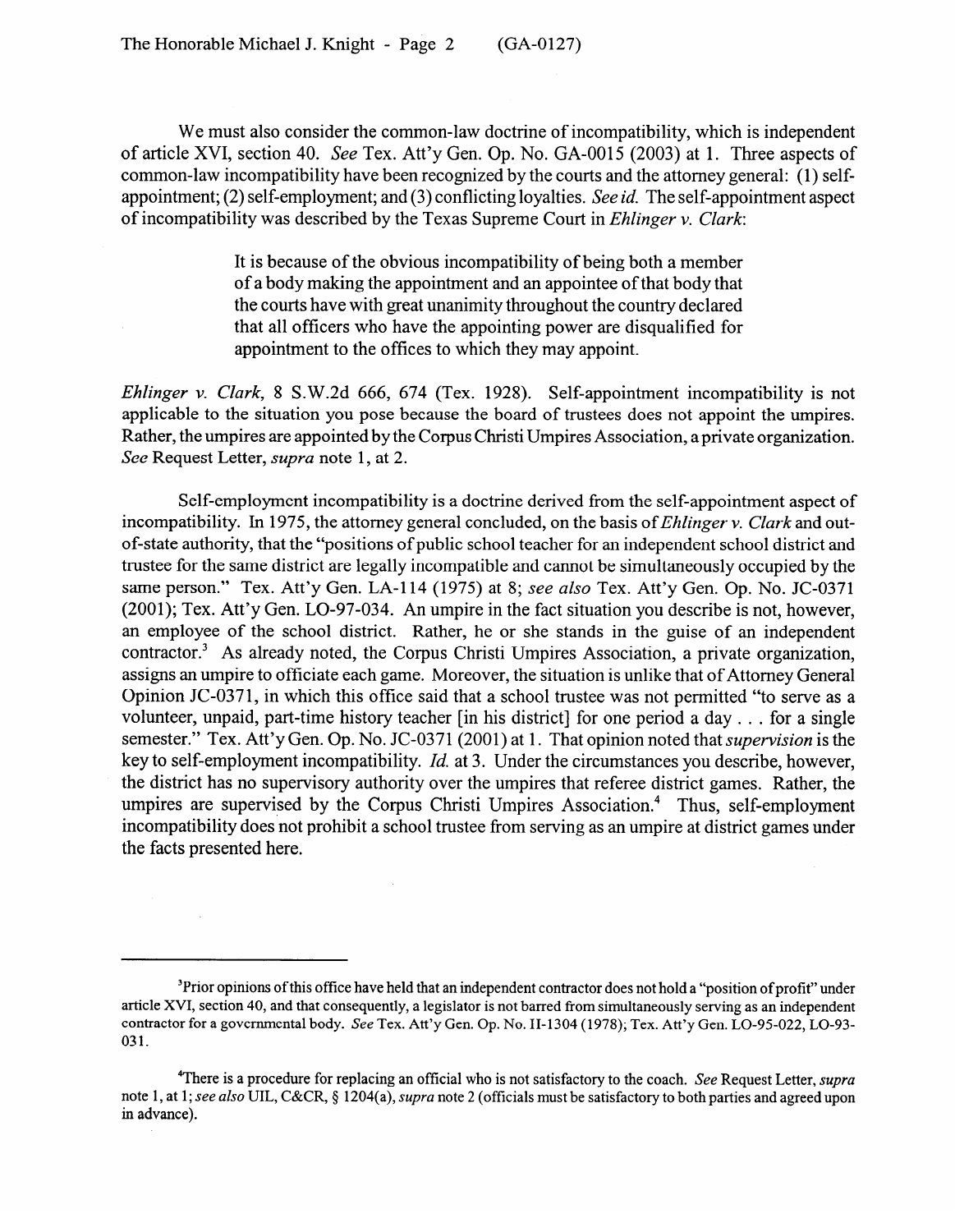We must also consider the common-law doctrine of incompatibility, which is independent of article XVI, section 40. *See* Tex. Att'y Gen. Op. No. GA-0015 (2003) at 1. Three aspects of common-law incompatibility have been recognized by the courts and the attorney general: (1) self-appointment; (2) self-employment; and (3) conflicting loyalties. *See id.* The self-appointment aspect of incompatibility was described by the Texas Supreme Court in *Ehlinger v. Clark*:

> It is because of the obvious incompatibility of being both a member of a body making the appointment and an appointee of that body that the courts have with great unanimity throughout the country declared that all officers who have the appointing power are disqualified for appointment to the offices to which they may appoint.

*Ehlinger v. Clark*, 8 S.W.2d 666, 674 (Tex. 1928). Self-appointment incompatibility is not applicable to the situation you pose because the board of trustees does not appoint the umpires. Rather, the umpires are appointed by the Corpus Christi Umpires Association, a private organization. *See* Request Letter, *supra* note 1, at 2.

Self-employment incompatibility is a doctrine derived from the self-appointment aspect of incompatibility. In 1975, the attorney general concluded, on the basis of *Ehlinger v. Clark* and out-of-state authority, that the "positions of public school teacher for an independent school district and trustee for the same district are legally incompatible and cannot be simultaneously occupied by the same person." Tex. Att'y Gen. LA-114 (1975) at 8; *see also* Tex. Att'y Gen. Op. No. JC-0371 (2001); Tex. Att'y Gen. LO-97-034. An umpire in the fact situation you describe is not, however, an employee of the school district. Rather, he or she stands in the guise of an independent contractor.[3] As already noted, the Corpus Christi Umpires Association, a private organization, assigns an umpire to officiate each game. Moreover, the situation is unlike that of Attorney General Opinion JC-0371, in which this office said that a school trustee was not permitted "to serve as a volunteer, unpaid, part-time history teacher [in his district] for one period a day . . . for a single semester." Tex. Att'y Gen. Op. No. JC-0371 (2001) at 1. That opinion noted that *supervision* is the key to self-employment incompatibility. *Id.* at 3. Under the circumstances you describe, however, the district has no supervisory authority over the umpires that referee district games. Rather, the umpires are supervised by the Corpus Christi Umpires Association.[4] Thus, self-employment incompatibility does not prohibit a school trustee from serving as an umpire at district games under the facts presented here.

---

[3] Prior opinions of this office have held that an independent contractor does not hold a "position of profit" under article XVI, section 40, and that consequently, a legislator is not barred from simultaneously serving as an independent contractor for a governmental body. *See* Tex. Att'y Gen. Op. No. H-1304 (1978); Tex. Att'y Gen. LO-95-022, LO-93-031.

[4] There is a procedure for replacing an official who is not satisfactory to the coach. *See* Request Letter, *supra* note 1, at 1; *see also* UIL, C&CR, § 1204(a), *supra* note 2 (officials must be satisfactory to both parties and agreed upon in advance).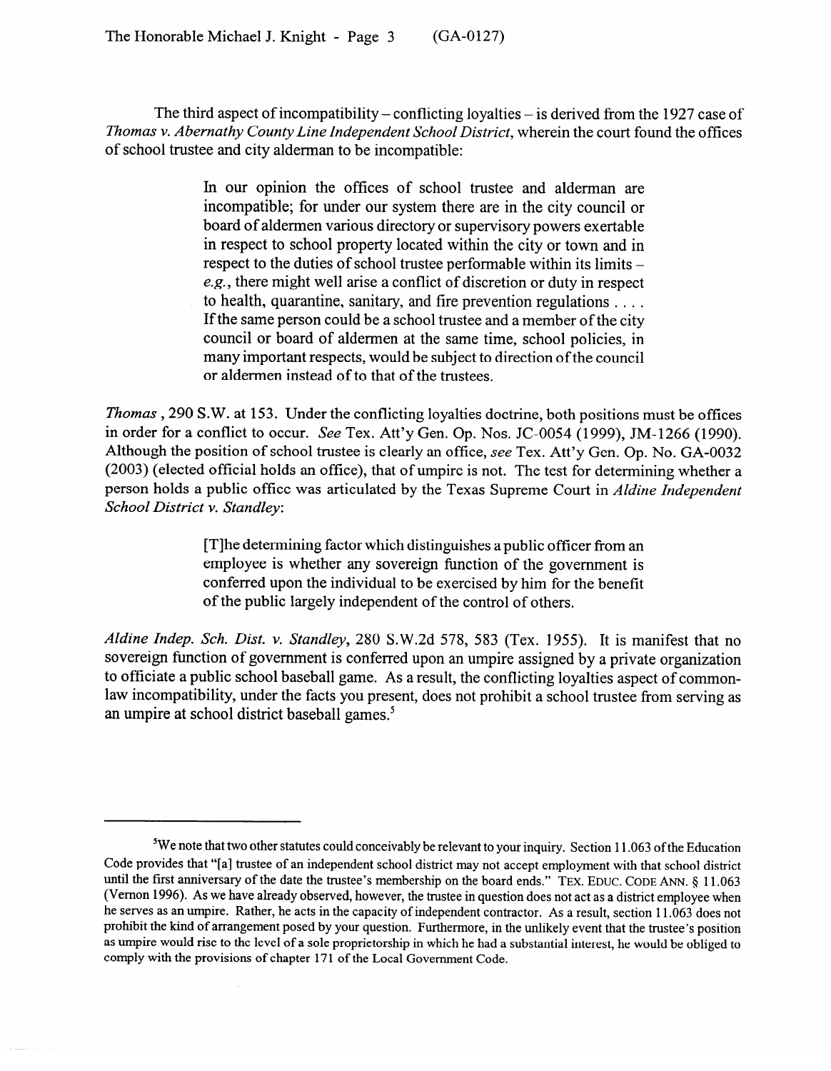The third aspect of incompatibility – conflicting loyalties – is derived from the 1927 case of *Thomas v. Abernathy County Line Independent School District*, wherein the court found the offices of school trustee and city alderman to be incompatible:

> In our opinion the offices of school trustee and alderman are incompatible; for under our system there are in the city council or board of aldermen various directory or supervisory powers exertable in respect to school property located within the city or town and in respect to the duties of school trustee performable within its limits – *e.g.*, there might well arise a conflict of discretion or duty in respect to health, quarantine, sanitary, and fire prevention regulations . . . . If the same person could be a school trustee and a member of the city council or board of aldermen at the same time, school policies, in many important respects, would be subject to direction of the council or aldermen instead of to that of the trustees.

*Thomas* , 290 S.W. at 153. Under the conflicting loyalties doctrine, both positions must be offices in order for a conflict to occur. *See* Tex. Att'y Gen. Op. Nos. JC-0054 (1999), JM-1266 (1990). Although the position of school trustee is clearly an office, *see* Tex. Att'y Gen. Op. No. GA-0032 (2003) (elected official holds an office), that of umpire is not. The test for determining whether a person holds a public office was articulated by the Texas Supreme Court in *Aldine Independent School District v. Standley*:

> [T]he determining factor which distinguishes a public officer from an employee is whether any sovereign function of the government is conferred upon the individual to be exercised by him for the benefit of the public largely independent of the control of others.

*Aldine Indep. Sch. Dist. v. Standley*, 280 S.W.2d 578, 583 (Tex. 1955). It is manifest that no sovereign function of government is conferred upon an umpire assigned by a private organization to officiate a public school baseball game. As a result, the conflicting loyalties aspect of common-law incompatibility, under the facts you present, does not prohibit a school trustee from serving as an umpire at school district baseball games.[5]

---

[5]We note that two other statutes could conceivably be relevant to your inquiry. Section 11.063 of the Education Code provides that "[a] trustee of an independent school district may not accept employment with that school district until the first anniversary of the date the trustee's membership on the board ends." TEX. EDUC. CODE ANN. § 11.063 (Vernon 1996). As we have already observed, however, the trustee in question does not act as a district employee when he serves as an umpire. Rather, he acts in the capacity of independent contractor. As a result, section 11.063 does not prohibit the kind of arrangement posed by your question. Furthermore, in the unlikely event that the trustee's position as umpire would rise to the level of a sole proprietorship in which he had a substantial interest, he would be obliged to comply with the provisions of chapter 171 of the Local Government Code.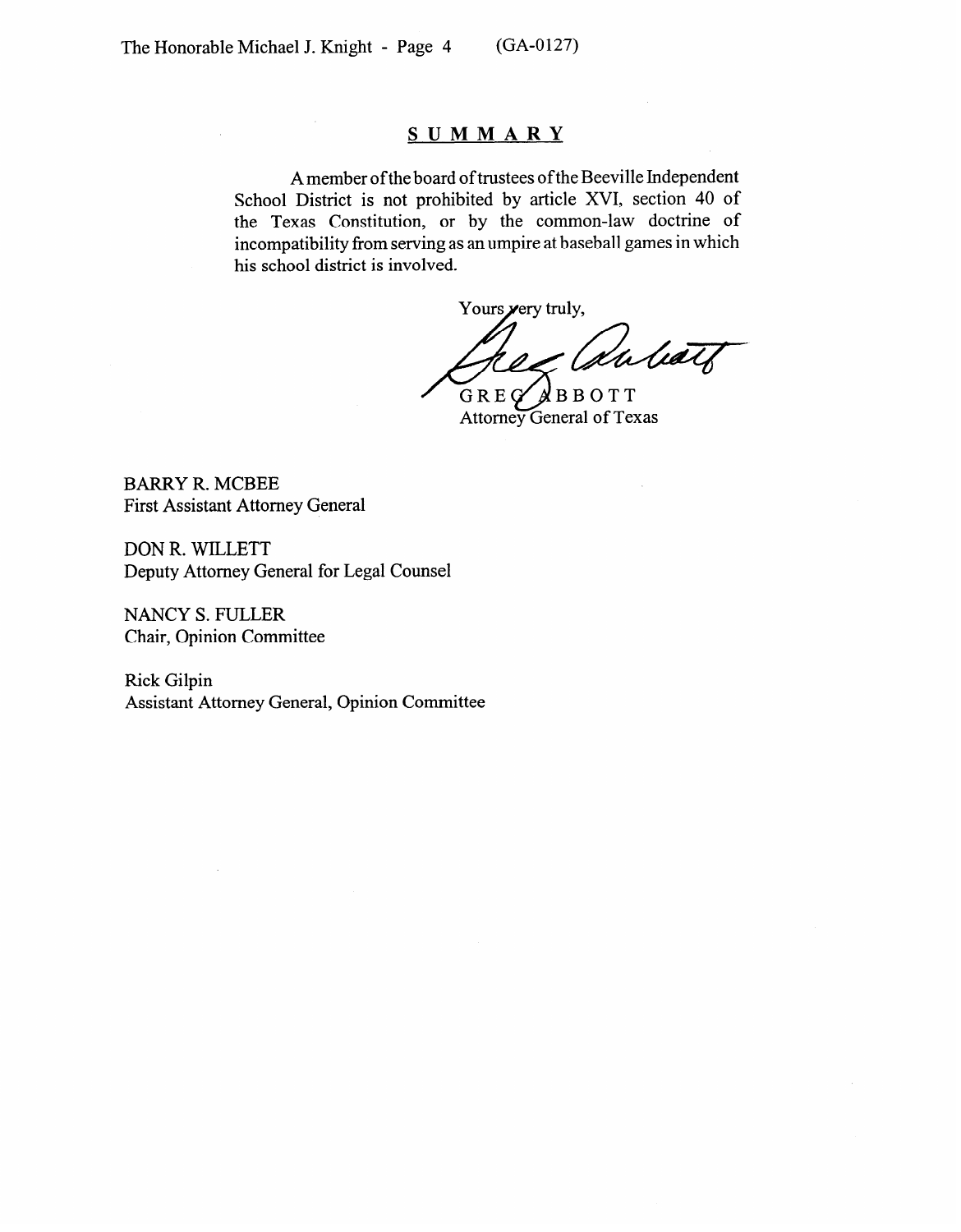## SUMMARY

A member of the board of trustees of the Beeville Independent School District is not prohibited by article XVI, section 40 of the Texas Constitution, or by the common-law doctrine of incompatibility from serving as an umpire at baseball games in which his school district is involved.

Yours very truly,

GREG ABBOTT
Attorney General of Texas

BARRY R. MCBEE
First Assistant Attorney General

DON R. WILLETT
Deputy Attorney General for Legal Counsel

NANCY S. FULLER
Chair, Opinion Committee

Rick Gilpin
Assistant Attorney General, Opinion Committee